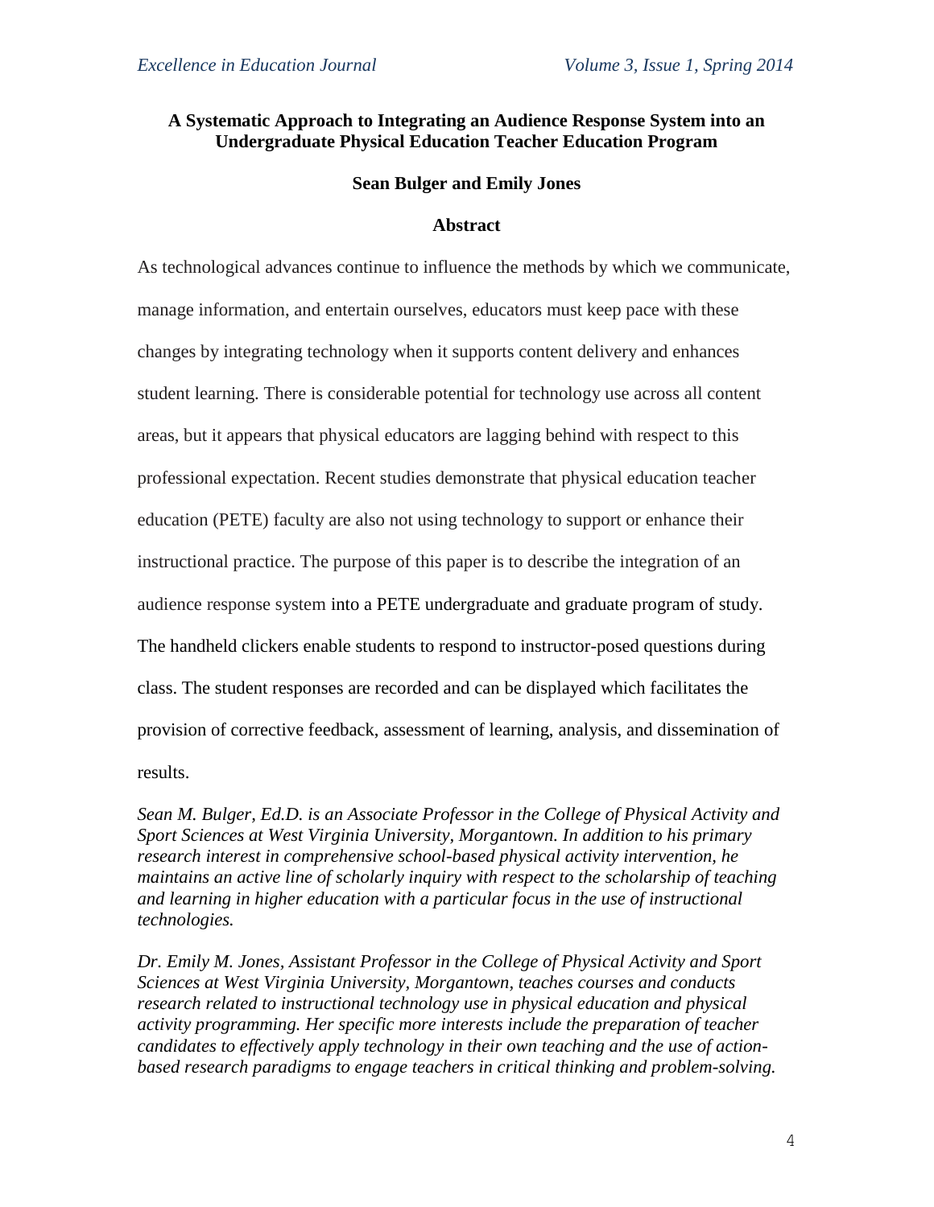# A Systematic Approach to Integrating an Audience Response System into an Undergraduate Physical Education Teacher Education Program

**Sean Bulger and Emily Jones**

## Abstract

As technological advances continue to influence the methods by which we communicate, manage information, and entertain ourselves, educators must keep pace with these changes by integrating technology when it supports content delivery and enhances student learning. There is considerable potential for technology use across all content areas, but it appears that physical educators are lagging behind with respect to this professional expectation. Recent studies demonstrate that physical education teacher education (PETE) faculty are also not using technology to support or enhance their instructional practice. The purpose of this paper is to describe the integration of an audience response system into a PETE undergraduate and graduate program of study. The handheld clickers enable students to respond to instructor-posed questions during class. The student responses are recorded and can be displayed which facilitates the provision of corrective feedback, assessment of learning, analysis, and dissemination of results.

*Sean M. Bulger, Ed.D. is an Associate Professor in the College of Physical Activity and Sport Sciences at West Virginia University, Morgantown. In addition to his primary research interest in comprehensive school-based physical activity intervention, he maintains an active line of scholarly inquiry with respect to the scholarship of teaching and learning in higher education with a particular focus in the use of instructional technologies.*

*Dr. Emily M. Jones, Assistant Professor in the College of Physical Activity and Sport Sciences at West Virginia University, Morgantown, teaches courses and conducts research related to instructional technology use in physical education and physical activity programming. Her specific more interests include the preparation of teacher candidates to effectively apply technology in their own teaching and the use of action-based research paradigms to engage teachers in critical thinking and problem-solving.*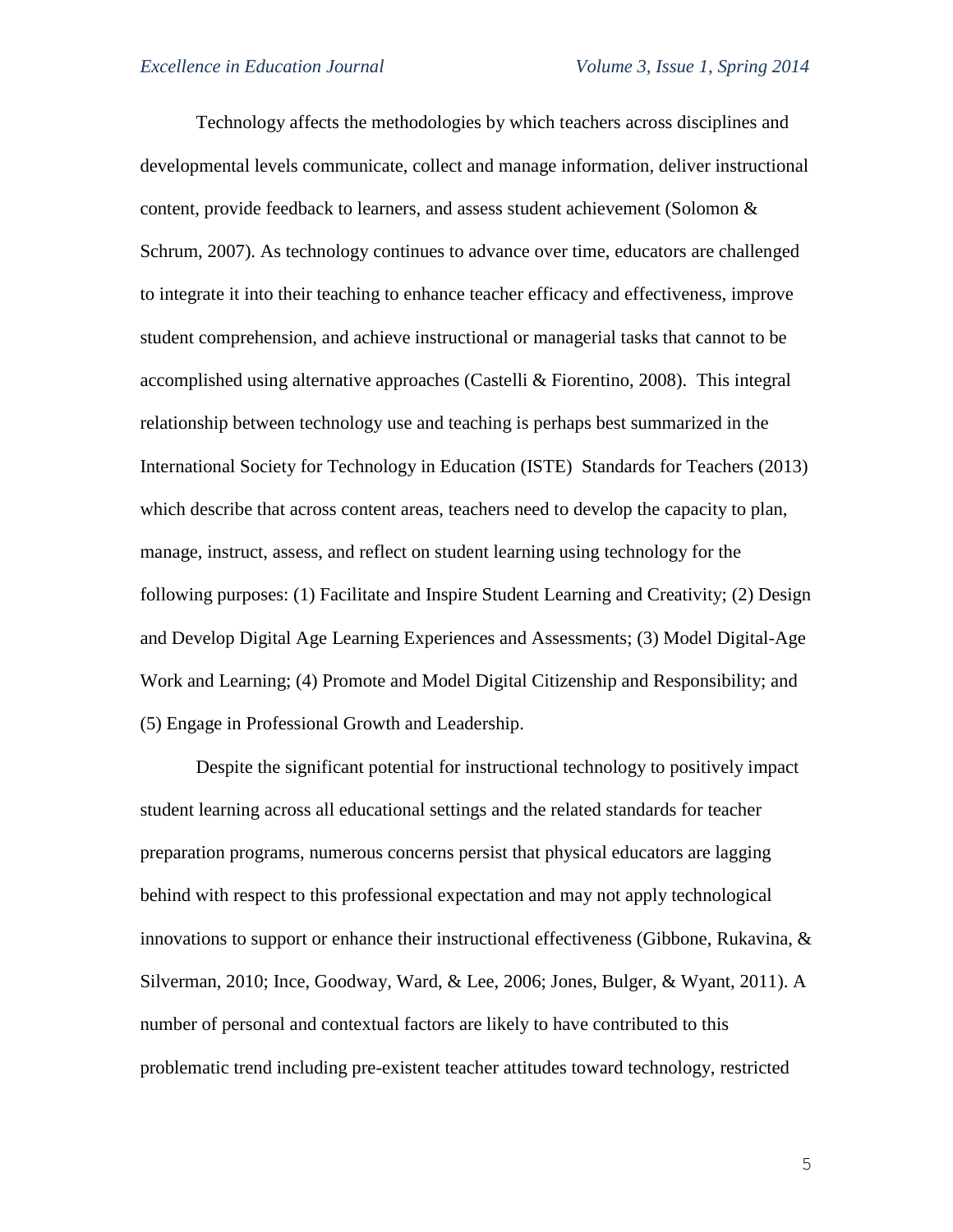Technology affects the methodologies by which teachers across disciplines and developmental levels communicate, collect and manage information, deliver instructional content, provide feedback to learners, and assess student achievement (Solomon & Schrum, 2007). As technology continues to advance over time, educators are challenged to integrate it into their teaching to enhance teacher efficacy and effectiveness, improve student comprehension, and achieve instructional or managerial tasks that cannot to be accomplished using alternative approaches (Castelli & Fiorentino, 2008). This integral relationship between technology use and teaching is perhaps best summarized in the International Society for Technology in Education (ISTE) Standards for Teachers (2013) which describe that across content areas, teachers need to develop the capacity to plan, manage, instruct, assess, and reflect on student learning using technology for the following purposes: (1) Facilitate and Inspire Student Learning and Creativity; (2) Design and Develop Digital Age Learning Experiences and Assessments; (3) Model Digital-Age Work and Learning; (4) Promote and Model Digital Citizenship and Responsibility; and (5) Engage in Professional Growth and Leadership.

Despite the significant potential for instructional technology to positively impact student learning across all educational settings and the related standards for teacher preparation programs, numerous concerns persist that physical educators are lagging behind with respect to this professional expectation and may not apply technological innovations to support or enhance their instructional effectiveness (Gibbone, Rukavina, & Silverman, 2010; Ince, Goodway, Ward, & Lee, 2006; Jones, Bulger, & Wyant, 2011). A number of personal and contextual factors are likely to have contributed to this problematic trend including pre-existent teacher attitudes toward technology, restricted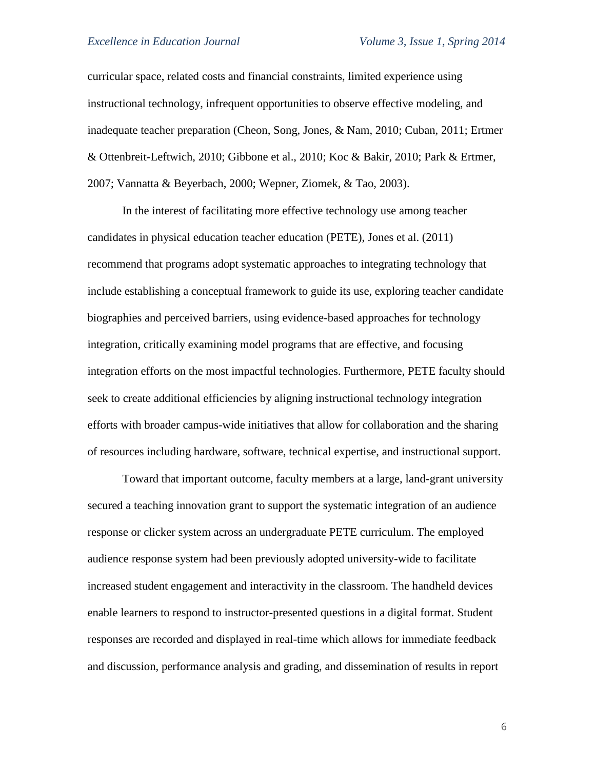curricular space, related costs and financial constraints, limited experience using instructional technology, infrequent opportunities to observe effective modeling, and inadequate teacher preparation (Cheon, Song, Jones, & Nam, 2010; Cuban, 2011; Ertmer & Ottenbreit-Leftwich, 2010; Gibbone et al., 2010; Koc & Bakir, 2010; Park & Ertmer, 2007; Vannatta & Beyerbach, 2000; Wepner, Ziomek, & Tao, 2003).

In the interest of facilitating more effective technology use among teacher candidates in physical education teacher education (PETE), Jones et al. (2011) recommend that programs adopt systematic approaches to integrating technology that include establishing a conceptual framework to guide its use, exploring teacher candidate biographies and perceived barriers, using evidence-based approaches for technology integration, critically examining model programs that are effective, and focusing integration efforts on the most impactful technologies. Furthermore, PETE faculty should seek to create additional efficiencies by aligning instructional technology integration efforts with broader campus-wide initiatives that allow for collaboration and the sharing of resources including hardware, software, technical expertise, and instructional support.

Toward that important outcome, faculty members at a large, land-grant university secured a teaching innovation grant to support the systematic integration of an audience response or clicker system across an undergraduate PETE curriculum. The employed audience response system had been previously adopted university-wide to facilitate increased student engagement and interactivity in the classroom. The handheld devices enable learners to respond to instructor-presented questions in a digital format. Student responses are recorded and displayed in real-time which allows for immediate feedback and discussion, performance analysis and grading, and dissemination of results in report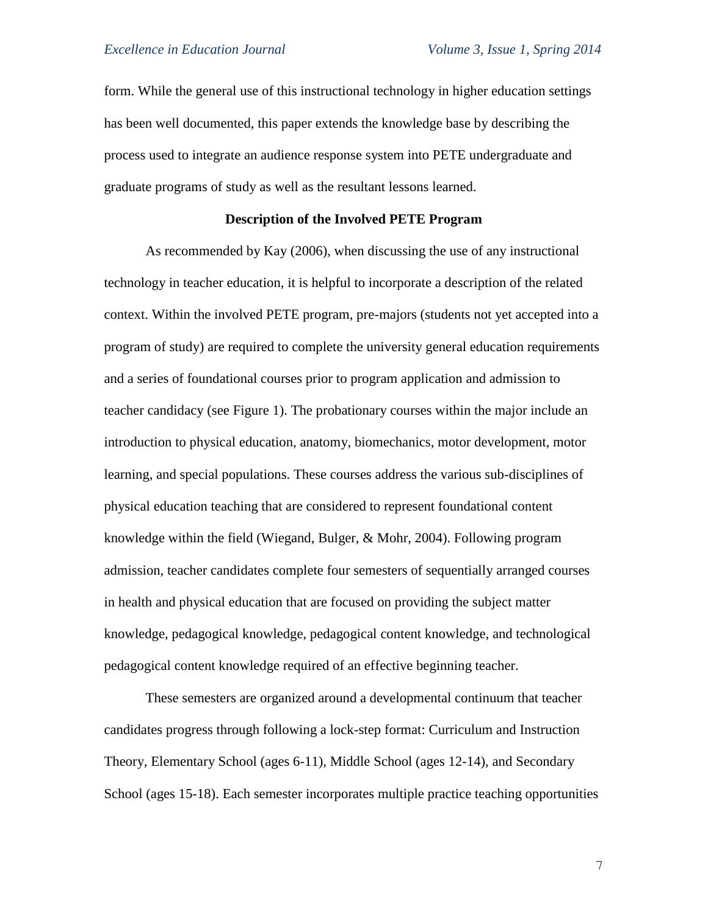form. While the general use of this instructional technology in higher education settings has been well documented, this paper extends the knowledge base by describing the process used to integrate an audience response system into PETE undergraduate and graduate programs of study as well as the resultant lessons learned.

## Description of the Involved PETE Program

As recommended by Kay (2006), when discussing the use of any instructional technology in teacher education, it is helpful to incorporate a description of the related context. Within the involved PETE program, pre-majors (students not yet accepted into a program of study) are required to complete the university general education requirements and a series of foundational courses prior to program application and admission to teacher candidacy (see Figure 1). The probationary courses within the major include an introduction to physical education, anatomy, biomechanics, motor development, motor learning, and special populations. These courses address the various sub-disciplines of physical education teaching that are considered to represent foundational content knowledge within the field (Wiegand, Bulger, & Mohr, 2004). Following program admission, teacher candidates complete four semesters of sequentially arranged courses in health and physical education that are focused on providing the subject matter knowledge, pedagogical knowledge, pedagogical content knowledge, and technological pedagogical content knowledge required of an effective beginning teacher.

These semesters are organized around a developmental continuum that teacher candidates progress through following a lock-step format: Curriculum and Instruction Theory, Elementary School (ages 6-11), Middle School (ages 12-14), and Secondary School (ages 15-18). Each semester incorporates multiple practice teaching opportunities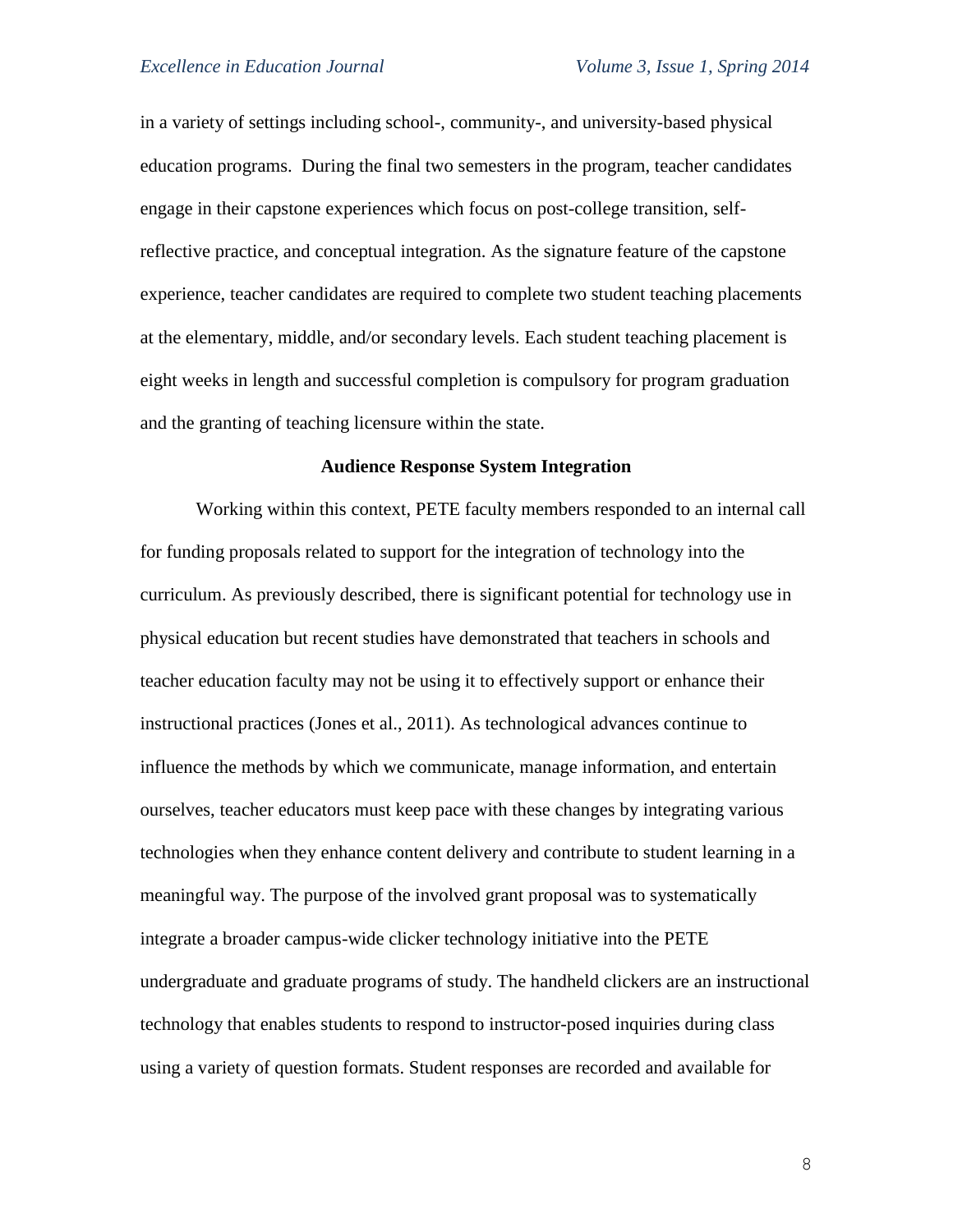in a variety of settings including school-, community-, and university-based physical education programs. During the final two semesters in the program, teacher candidates engage in their capstone experiences which focus on post-college transition, self-reflective practice, and conceptual integration. As the signature feature of the capstone experience, teacher candidates are required to complete two student teaching placements at the elementary, middle, and/or secondary levels. Each student teaching placement is eight weeks in length and successful completion is compulsory for program graduation and the granting of teaching licensure within the state.

## Audience Response System Integration

Working within this context, PETE faculty members responded to an internal call for funding proposals related to support for the integration of technology into the curriculum. As previously described, there is significant potential for technology use in physical education but recent studies have demonstrated that teachers in schools and teacher education faculty may not be using it to effectively support or enhance their instructional practices (Jones et al., 2011). As technological advances continue to influence the methods by which we communicate, manage information, and entertain ourselves, teacher educators must keep pace with these changes by integrating various technologies when they enhance content delivery and contribute to student learning in a meaningful way. The purpose of the involved grant proposal was to systematically integrate a broader campus-wide clicker technology initiative into the PETE undergraduate and graduate programs of study. The handheld clickers are an instructional technology that enables students to respond to instructor-posed inquiries during class using a variety of question formats. Student responses are recorded and available for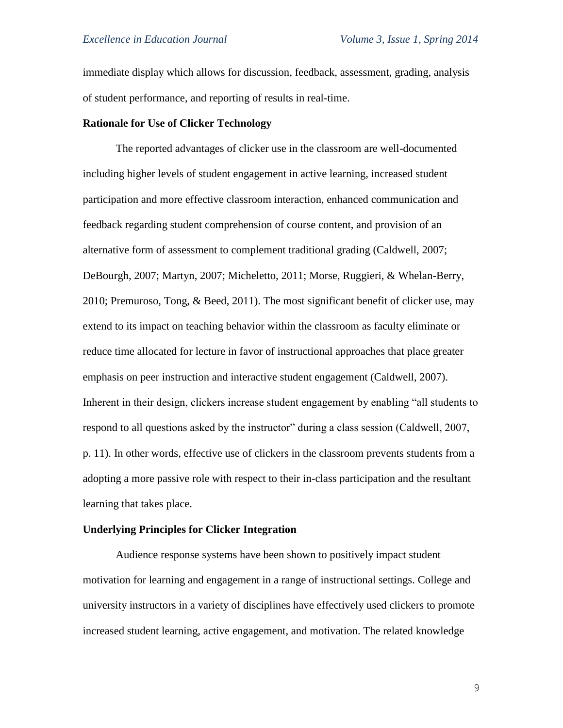immediate display which allows for discussion, feedback, assessment, grading, analysis of student performance, and reporting of results in real-time.

**Rationale for Use of Clicker Technology**

The reported advantages of clicker use in the classroom are well-documented including higher levels of student engagement in active learning, increased student participation and more effective classroom interaction, enhanced communication and feedback regarding student comprehension of course content, and provision of an alternative form of assessment to complement traditional grading (Caldwell, 2007; DeBourgh, 2007; Martyn, 2007; Micheletto, 2011; Morse, Ruggieri, & Whelan-Berry, 2010; Premuroso, Tong, & Beed, 2011). The most significant benefit of clicker use, may extend to its impact on teaching behavior within the classroom as faculty eliminate or reduce time allocated for lecture in favor of instructional approaches that place greater emphasis on peer instruction and interactive student engagement (Caldwell, 2007). Inherent in their design, clickers increase student engagement by enabling "all students to respond to all questions asked by the instructor" during a class session (Caldwell, 2007, p. 11). In other words, effective use of clickers in the classroom prevents students from a adopting a more passive role with respect to their in-class participation and the resultant learning that takes place.

**Underlying Principles for Clicker Integration**

Audience response systems have been shown to positively impact student motivation for learning and engagement in a range of instructional settings. College and university instructors in a variety of disciplines have effectively used clickers to promote increased student learning, active engagement, and motivation. The related knowledge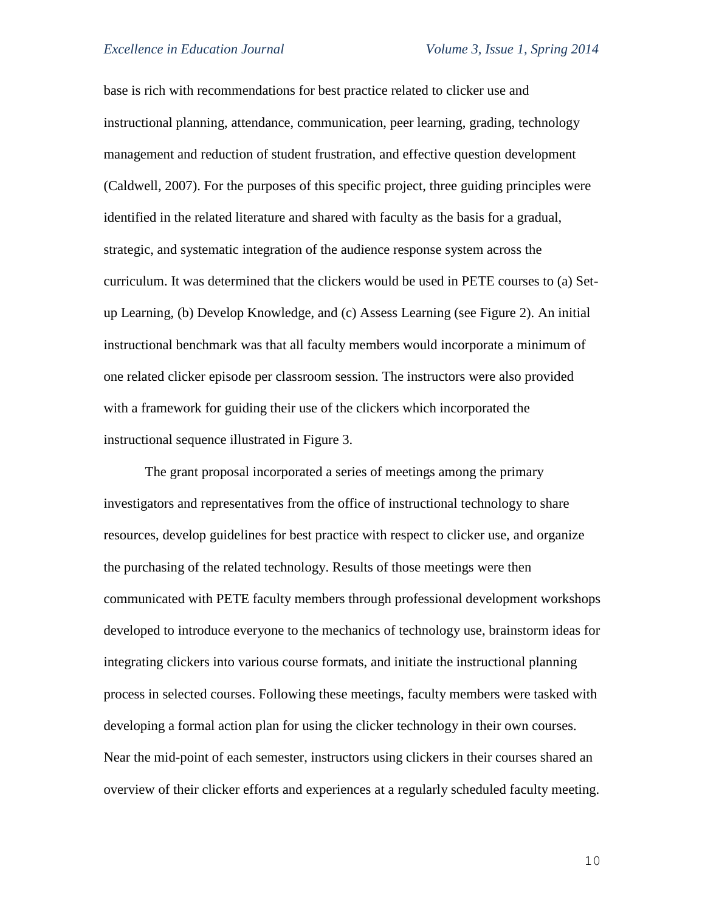base is rich with recommendations for best practice related to clicker use and instructional planning, attendance, communication, peer learning, grading, technology management and reduction of student frustration, and effective question development (Caldwell, 2007). For the purposes of this specific project, three guiding principles were identified in the related literature and shared with faculty as the basis for a gradual, strategic, and systematic integration of the audience response system across the curriculum. It was determined that the clickers would be used in PETE courses to (a) Set-up Learning, (b) Develop Knowledge, and (c) Assess Learning (see Figure 2). An initial instructional benchmark was that all faculty members would incorporate a minimum of one related clicker episode per classroom session. The instructors were also provided with a framework for guiding their use of the clickers which incorporated the instructional sequence illustrated in Figure 3.

The grant proposal incorporated a series of meetings among the primary investigators and representatives from the office of instructional technology to share resources, develop guidelines for best practice with respect to clicker use, and organize the purchasing of the related technology. Results of those meetings were then communicated with PETE faculty members through professional development workshops developed to introduce everyone to the mechanics of technology use, brainstorm ideas for integrating clickers into various course formats, and initiate the instructional planning process in selected courses. Following these meetings, faculty members were tasked with developing a formal action plan for using the clicker technology in their own courses. Near the mid-point of each semester, instructors using clickers in their courses shared an overview of their clicker efforts and experiences at a regularly scheduled faculty meeting.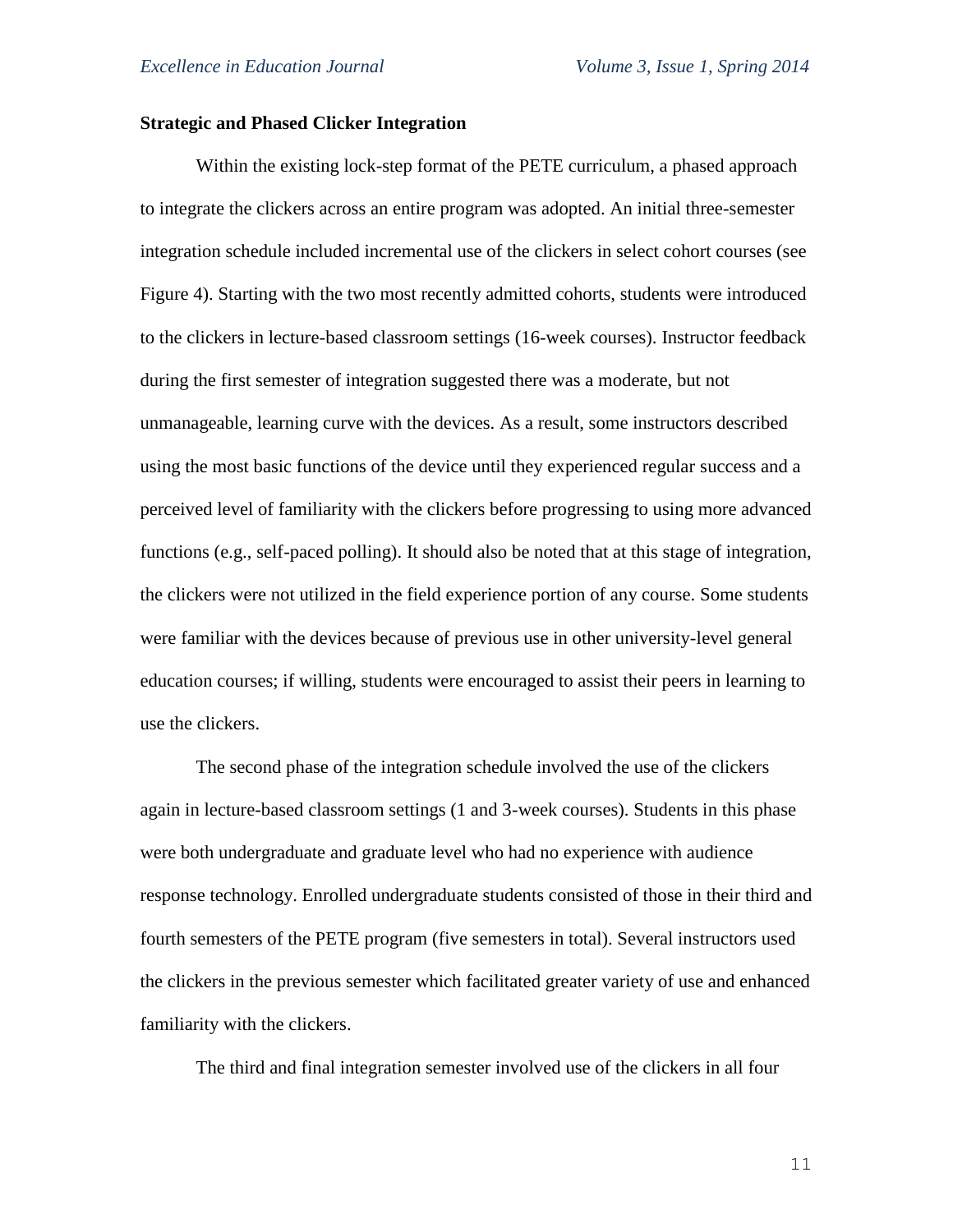## Strategic and Phased Clicker Integration

Within the existing lock-step format of the PETE curriculum, a phased approach to integrate the clickers across an entire program was adopted. An initial three-semester integration schedule included incremental use of the clickers in select cohort courses (see Figure 4). Starting with the two most recently admitted cohorts, students were introduced to the clickers in lecture-based classroom settings (16-week courses). Instructor feedback during the first semester of integration suggested there was a moderate, but not unmanageable, learning curve with the devices. As a result, some instructors described using the most basic functions of the device until they experienced regular success and a perceived level of familiarity with the clickers before progressing to using more advanced functions (e.g., self-paced polling). It should also be noted that at this stage of integration, the clickers were not utilized in the field experience portion of any course. Some students were familiar with the devices because of previous use in other university-level general education courses; if willing, students were encouraged to assist their peers in learning to use the clickers.

The second phase of the integration schedule involved the use of the clickers again in lecture-based classroom settings (1 and 3-week courses). Students in this phase were both undergraduate and graduate level who had no experience with audience response technology. Enrolled undergraduate students consisted of those in their third and fourth semesters of the PETE program (five semesters in total). Several instructors used the clickers in the previous semester which facilitated greater variety of use and enhanced familiarity with the clickers.

The third and final integration semester involved use of the clickers in all four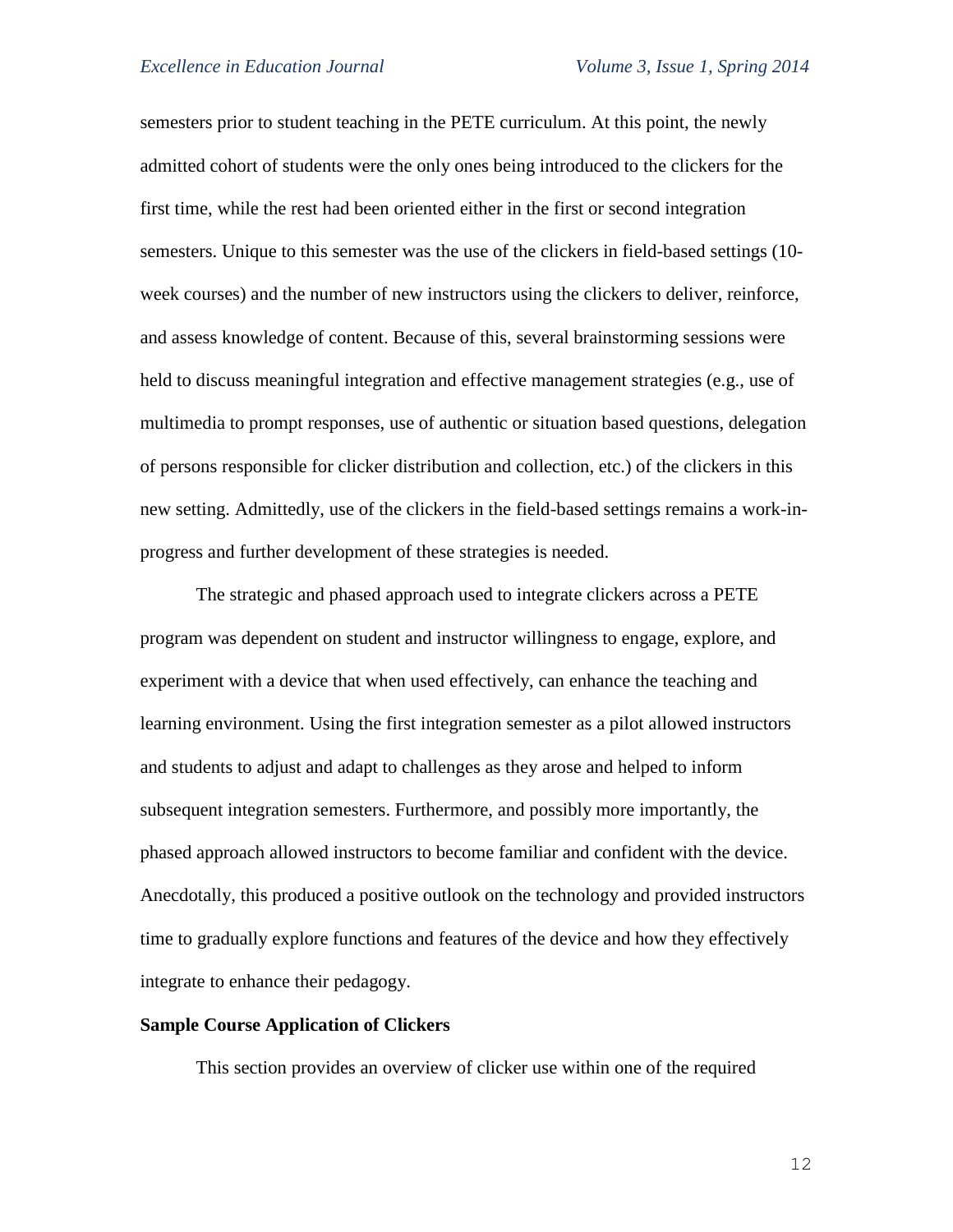semesters prior to student teaching in the PETE curriculum. At this point, the newly admitted cohort of students were the only ones being introduced to the clickers for the first time, while the rest had been oriented either in the first or second integration semesters. Unique to this semester was the use of the clickers in field-based settings (10-week courses) and the number of new instructors using the clickers to deliver, reinforce, and assess knowledge of content. Because of this, several brainstorming sessions were held to discuss meaningful integration and effective management strategies (e.g., use of multimedia to prompt responses, use of authentic or situation based questions, delegation of persons responsible for clicker distribution and collection, etc.) of the clickers in this new setting. Admittedly, use of the clickers in the field-based settings remains a work-in-progress and further development of these strategies is needed.

The strategic and phased approach used to integrate clickers across a PETE program was dependent on student and instructor willingness to engage, explore, and experiment with a device that when used effectively, can enhance the teaching and learning environment. Using the first integration semester as a pilot allowed instructors and students to adjust and adapt to challenges as they arose and helped to inform subsequent integration semesters. Furthermore, and possibly more importantly, the phased approach allowed instructors to become familiar and confident with the device. Anecdotally, this produced a positive outlook on the technology and provided instructors time to gradually explore functions and features of the device and how they effectively integrate to enhance their pedagogy.

**Sample Course Application of Clickers**

This section provides an overview of clicker use within one of the required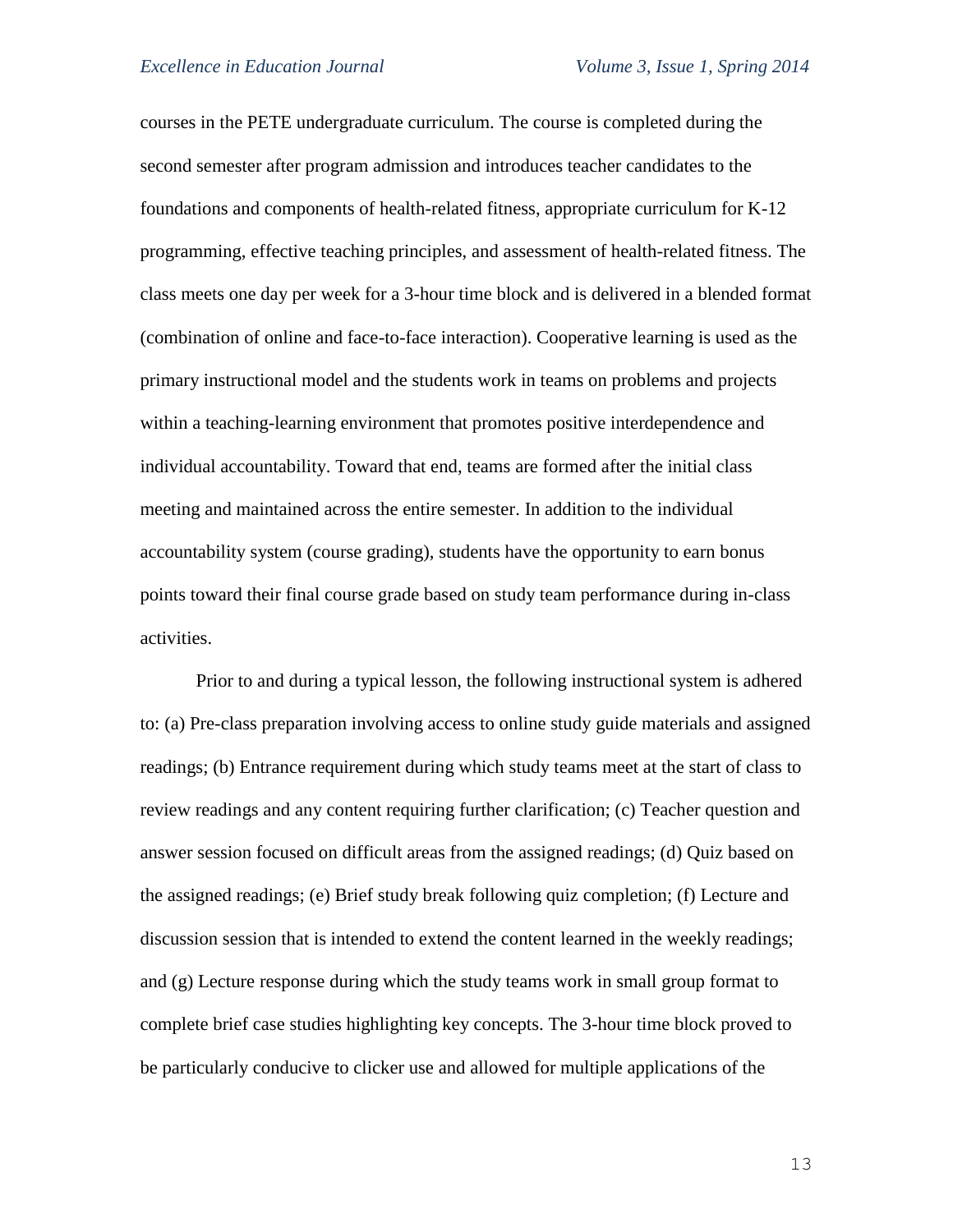courses in the PETE undergraduate curriculum. The course is completed during the second semester after program admission and introduces teacher candidates to the foundations and components of health-related fitness, appropriate curriculum for K-12 programming, effective teaching principles, and assessment of health-related fitness. The class meets one day per week for a 3-hour time block and is delivered in a blended format (combination of online and face-to-face interaction). Cooperative learning is used as the primary instructional model and the students work in teams on problems and projects within a teaching-learning environment that promotes positive interdependence and individual accountability. Toward that end, teams are formed after the initial class meeting and maintained across the entire semester. In addition to the individual accountability system (course grading), students have the opportunity to earn bonus points toward their final course grade based on study team performance during in-class activities.

Prior to and during a typical lesson, the following instructional system is adhered to: (a) Pre-class preparation involving access to online study guide materials and assigned readings; (b) Entrance requirement during which study teams meet at the start of class to review readings and any content requiring further clarification; (c) Teacher question and answer session focused on difficult areas from the assigned readings; (d) Quiz based on the assigned readings; (e) Brief study break following quiz completion; (f) Lecture and discussion session that is intended to extend the content learned in the weekly readings; and (g) Lecture response during which the study teams work in small group format to complete brief case studies highlighting key concepts. The 3-hour time block proved to be particularly conducive to clicker use and allowed for multiple applications of the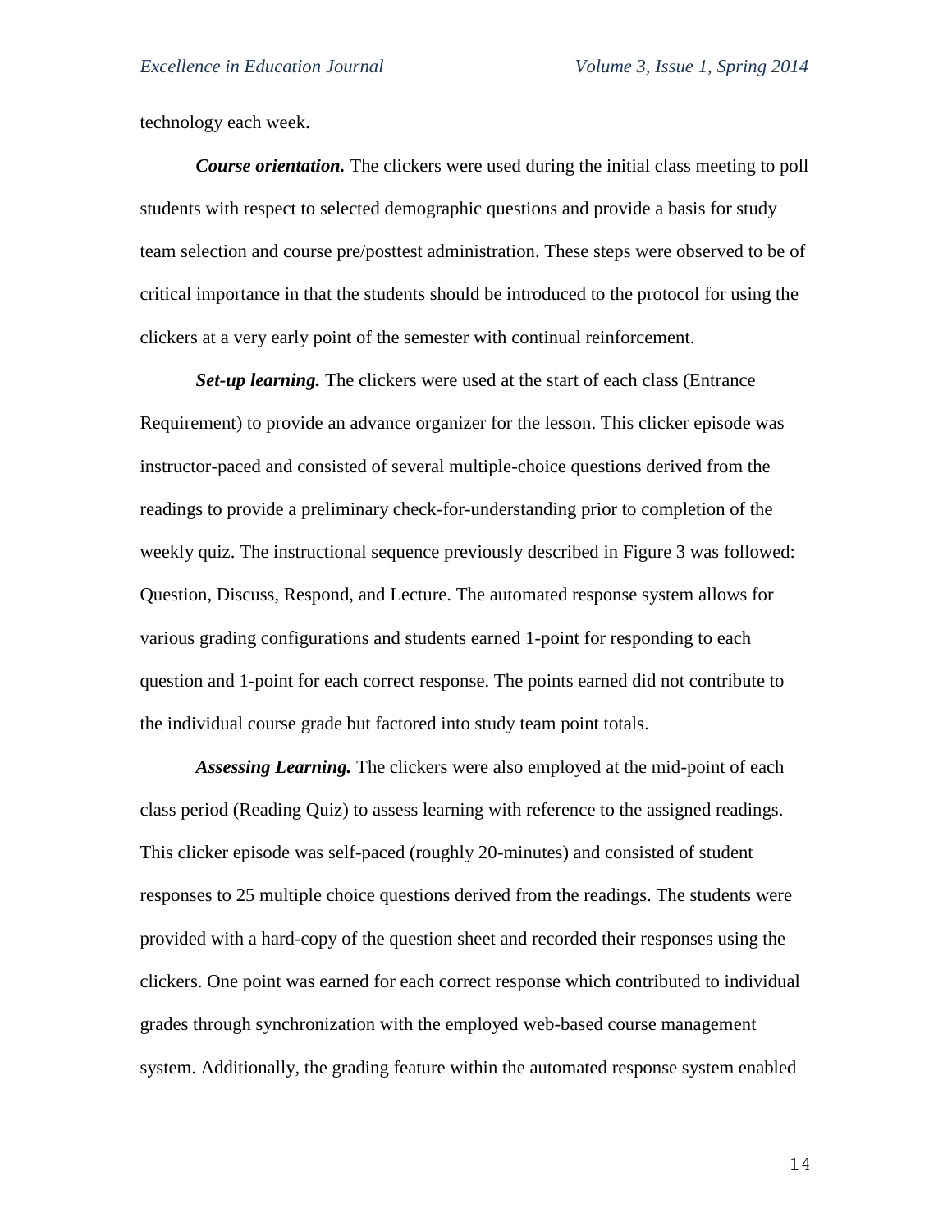technology each week.

***Course orientation.*** The clickers were used during the initial class meeting to poll students with respect to selected demographic questions and provide a basis for study team selection and course pre/posttest administration. These steps were observed to be of critical importance in that the students should be introduced to the protocol for using the clickers at a very early point of the semester with continual reinforcement.

***Set-up learning.*** The clickers were used at the start of each class (Entrance Requirement) to provide an advance organizer for the lesson. This clicker episode was instructor-paced and consisted of several multiple-choice questions derived from the readings to provide a preliminary check-for-understanding prior to completion of the weekly quiz. The instructional sequence previously described in Figure 3 was followed: Question, Discuss, Respond, and Lecture. The automated response system allows for various grading configurations and students earned 1-point for responding to each question and 1-point for each correct response. The points earned did not contribute to the individual course grade but factored into study team point totals.

***Assessing Learning.*** The clickers were also employed at the mid-point of each class period (Reading Quiz) to assess learning with reference to the assigned readings. This clicker episode was self-paced (roughly 20-minutes) and consisted of student responses to 25 multiple choice questions derived from the readings. The students were provided with a hard-copy of the question sheet and recorded their responses using the clickers. One point was earned for each correct response which contributed to individual grades through synchronization with the employed web-based course management system. Additionally, the grading feature within the automated response system enabled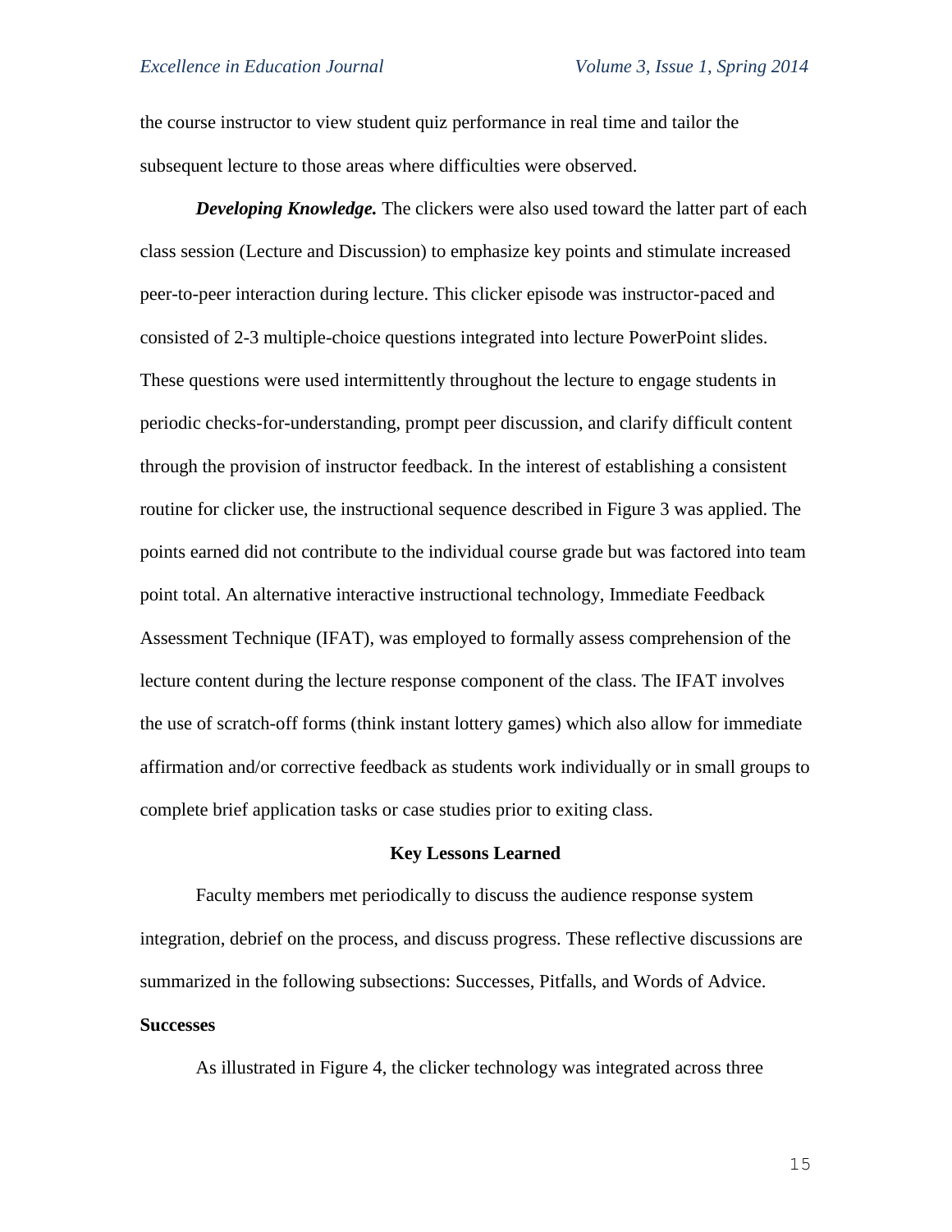the course instructor to view student quiz performance in real time and tailor the subsequent lecture to those areas where difficulties were observed.

***Developing Knowledge.*** The clickers were also used toward the latter part of each class session (Lecture and Discussion) to emphasize key points and stimulate increased peer-to-peer interaction during lecture. This clicker episode was instructor-paced and consisted of 2-3 multiple-choice questions integrated into lecture PowerPoint slides. These questions were used intermittently throughout the lecture to engage students in periodic checks-for-understanding, prompt peer discussion, and clarify difficult content through the provision of instructor feedback. In the interest of establishing a consistent routine for clicker use, the instructional sequence described in Figure 3 was applied. The points earned did not contribute to the individual course grade but was factored into team point total. An alternative interactive instructional technology, Immediate Feedback Assessment Technique (IFAT), was employed to formally assess comprehension of the lecture content during the lecture response component of the class. The IFAT involves the use of scratch-off forms (think instant lottery games) which also allow for immediate affirmation and/or corrective feedback as students work individually or in small groups to complete brief application tasks or case studies prior to exiting class.

## Key Lessons Learned

Faculty members met periodically to discuss the audience response system integration, debrief on the process, and discuss progress. These reflective discussions are summarized in the following subsections: Successes, Pitfalls, and Words of Advice.

### Successes

As illustrated in Figure 4, the clicker technology was integrated across three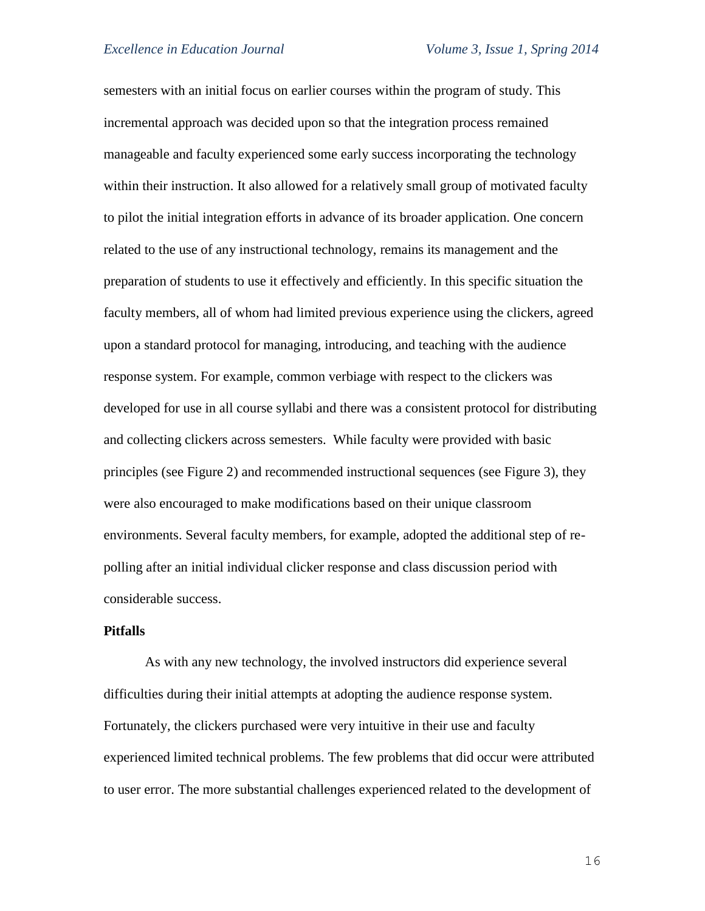semesters with an initial focus on earlier courses within the program of study. This incremental approach was decided upon so that the integration process remained manageable and faculty experienced some early success incorporating the technology within their instruction. It also allowed for a relatively small group of motivated faculty to pilot the initial integration efforts in advance of its broader application. One concern related to the use of any instructional technology, remains its management and the preparation of students to use it effectively and efficiently. In this specific situation the faculty members, all of whom had limited previous experience using the clickers, agreed upon a standard protocol for managing, introducing, and teaching with the audience response system. For example, common verbiage with respect to the clickers was developed for use in all course syllabi and there was a consistent protocol for distributing and collecting clickers across semesters. While faculty were provided with basic principles (see Figure 2) and recommended instructional sequences (see Figure 3), they were also encouraged to make modifications based on their unique classroom environments. Several faculty members, for example, adopted the additional step of re-polling after an initial individual clicker response and class discussion period with considerable success.

**Pitfalls**

As with any new technology, the involved instructors did experience several difficulties during their initial attempts at adopting the audience response system. Fortunately, the clickers purchased were very intuitive in their use and faculty experienced limited technical problems. The few problems that did occur were attributed to user error. The more substantial challenges experienced related to the development of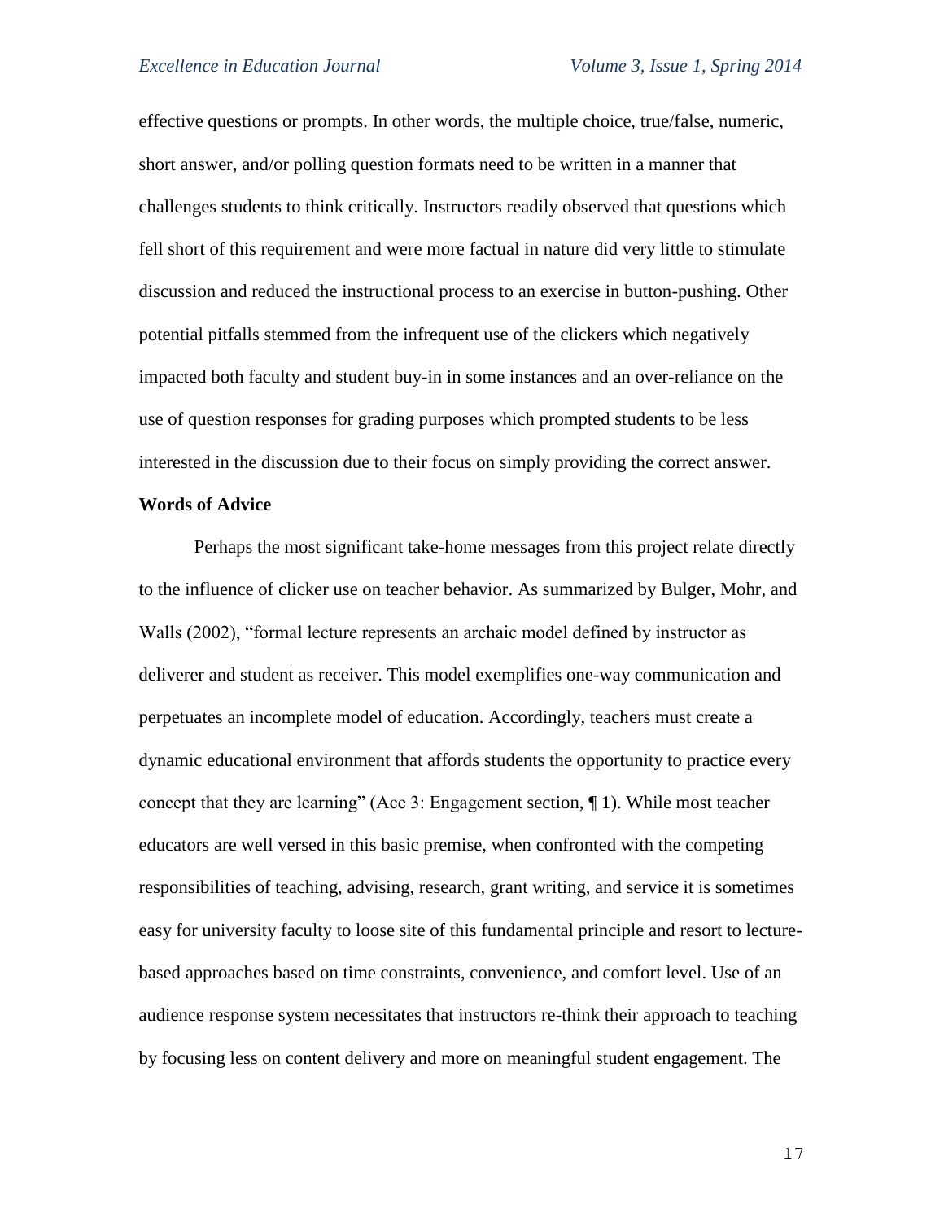effective questions or prompts. In other words, the multiple choice, true/false, numeric, short answer, and/or polling question formats need to be written in a manner that challenges students to think critically. Instructors readily observed that questions which fell short of this requirement and were more factual in nature did very little to stimulate discussion and reduced the instructional process to an exercise in button-pushing. Other potential pitfalls stemmed from the infrequent use of the clickers which negatively impacted both faculty and student buy-in in some instances and an over-reliance on the use of question responses for grading purposes which prompted students to be less interested in the discussion due to their focus on simply providing the correct answer.

**Words of Advice**

Perhaps the most significant take-home messages from this project relate directly to the influence of clicker use on teacher behavior. As summarized by Bulger, Mohr, and Walls (2002), "formal lecture represents an archaic model defined by instructor as deliverer and student as receiver. This model exemplifies one-way communication and perpetuates an incomplete model of education. Accordingly, teachers must create a dynamic educational environment that affords students the opportunity to practice every concept that they are learning" (Ace 3: Engagement section, ¶ 1). While most teacher educators are well versed in this basic premise, when confronted with the competing responsibilities of teaching, advising, research, grant writing, and service it is sometimes easy for university faculty to loose site of this fundamental principle and resort to lecture-based approaches based on time constraints, convenience, and comfort level. Use of an audience response system necessitates that instructors re-think their approach to teaching by focusing less on content delivery and more on meaningful student engagement. The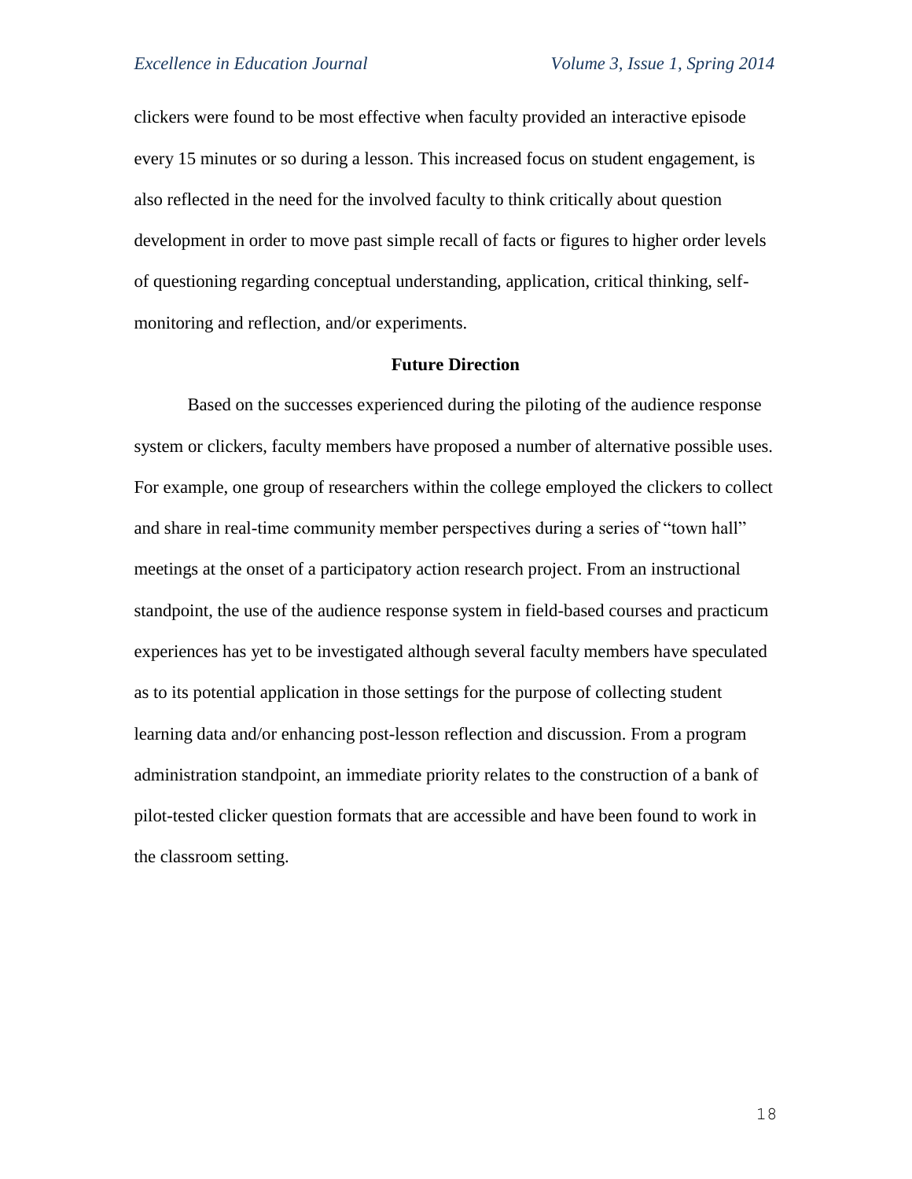clickers were found to be most effective when faculty provided an interactive episode every 15 minutes or so during a lesson. This increased focus on student engagement, is also reflected in the need for the involved faculty to think critically about question development in order to move past simple recall of facts or figures to higher order levels of questioning regarding conceptual understanding, application, critical thinking, self-monitoring and reflection, and/or experiments.

## Future Direction

Based on the successes experienced during the piloting of the audience response system or clickers, faculty members have proposed a number of alternative possible uses. For example, one group of researchers within the college employed the clickers to collect and share in real-time community member perspectives during a series of "town hall" meetings at the onset of a participatory action research project. From an instructional standpoint, the use of the audience response system in field-based courses and practicum experiences has yet to be investigated although several faculty members have speculated as to its potential application in those settings for the purpose of collecting student learning data and/or enhancing post-lesson reflection and discussion. From a program administration standpoint, an immediate priority relates to the construction of a bank of pilot-tested clicker question formats that are accessible and have been found to work in the classroom setting.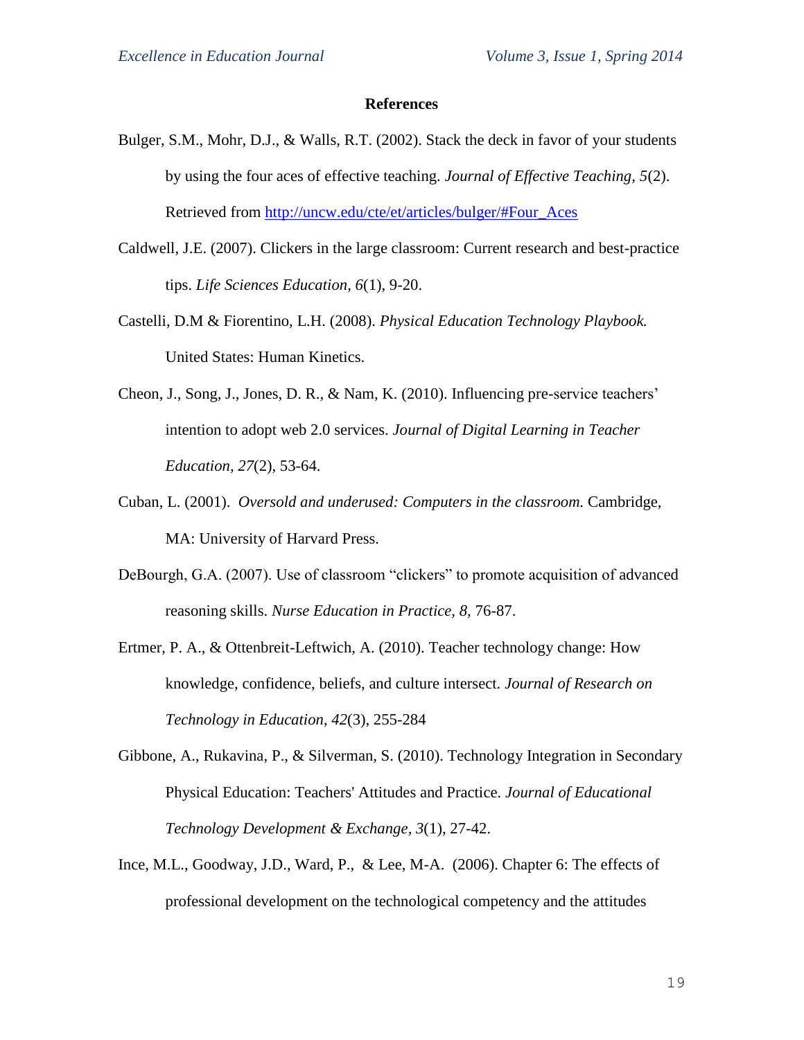## References

Bulger, S.M., Mohr, D.J., & Walls, R.T. (2002). Stack the deck in favor of your students by using the four aces of effective teaching. *Journal of Effective Teaching, 5*(2). Retrieved from http://uncw.edu/cte/et/articles/bulger/#Four_Aces

Caldwell, J.E. (2007). Clickers in the large classroom: Current research and best-practice tips. *Life Sciences Education, 6*(1), 9-20.

Castelli, D.M & Fiorentino, L.H. (2008). *Physical Education Technology Playbook.* United States: Human Kinetics.

Cheon, J., Song, J., Jones, D. R., & Nam, K. (2010). Influencing pre-service teachers' intention to adopt web 2.0 services. *Journal of Digital Learning in Teacher Education, 27*(2), 53-64.

Cuban, L. (2001). *Oversold and underused: Computers in the classroom.* Cambridge, MA: University of Harvard Press.

DeBourgh, G.A. (2007). Use of classroom "clickers" to promote acquisition of advanced reasoning skills. *Nurse Education in Practice, 8,* 76-87.

Ertmer, P. A., & Ottenbreit-Leftwich, A. (2010). Teacher technology change: How knowledge, confidence, beliefs, and culture intersect. *Journal of Research on Technology in Education, 42*(3), 255-284

Gibbone, A., Rukavina, P., & Silverman, S. (2010). Technology Integration in Secondary Physical Education: Teachers' Attitudes and Practice. *Journal of Educational Technology Development & Exchange, 3*(1), 27-42.

Ince, M.L., Goodway, J.D., Ward, P., & Lee, M-A. (2006). Chapter 6: The effects of professional development on the technological competency and the attitudes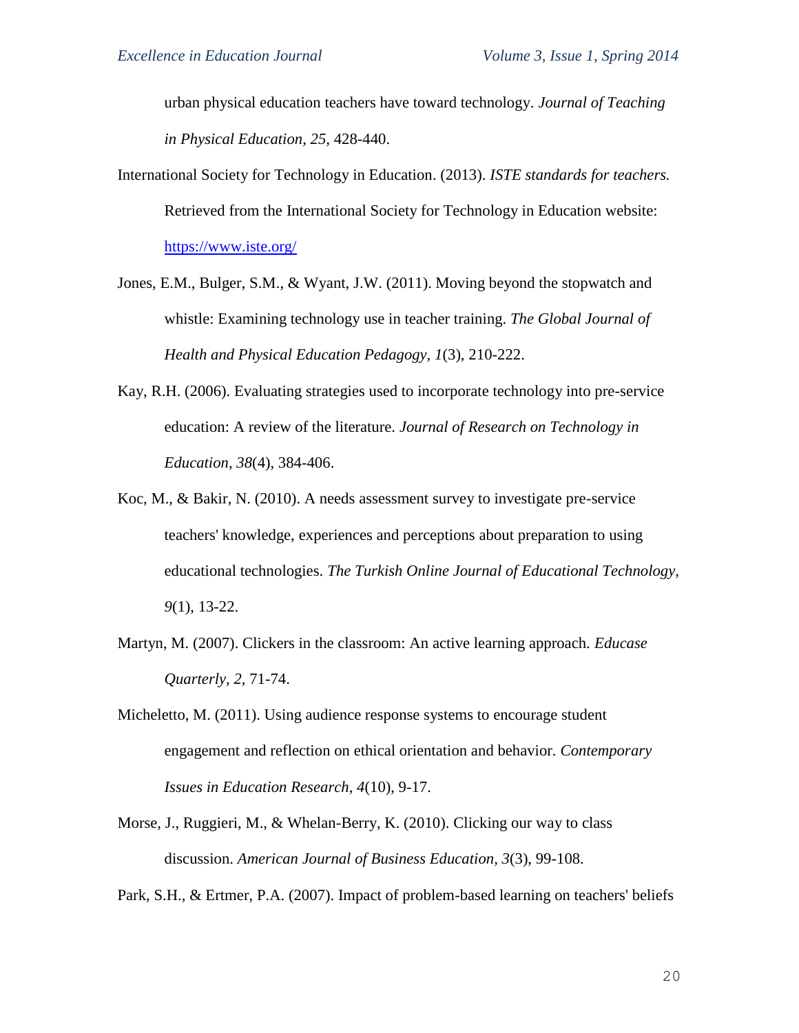urban physical education teachers have toward technology. *Journal of Teaching in Physical Education, 25*, 428-440.

International Society for Technology in Education. (2013). *ISTE standards for teachers.* Retrieved from the International Society for Technology in Education website: https://www.iste.org/

Jones, E.M., Bulger, S.M., & Wyant, J.W. (2011). Moving beyond the stopwatch and whistle: Examining technology use in teacher training. *The Global Journal of Health and Physical Education Pedagogy, 1*(3), 210-222.

Kay, R.H. (2006). Evaluating strategies used to incorporate technology into pre-service education: A review of the literature. *Journal of Research on Technology in Education, 38*(4), 384-406.

Koc, M., & Bakir, N. (2010). A needs assessment survey to investigate pre-service teachers' knowledge, experiences and perceptions about preparation to using educational technologies. *The Turkish Online Journal of Educational Technology, 9*(1), 13-22.

Martyn, M. (2007). Clickers in the classroom: An active learning approach. *Educase Quarterly, 2*, 71-74.

Micheletto, M. (2011). Using audience response systems to encourage student engagement and reflection on ethical orientation and behavior. *Contemporary Issues in Education Research, 4*(10), 9-17.

Morse, J., Ruggieri, M., & Whelan-Berry, K. (2010). Clicking our way to class discussion. *American Journal of Business Education, 3*(3), 99-108.

Park, S.H., & Ertmer, P.A. (2007). Impact of problem-based learning on teachers' beliefs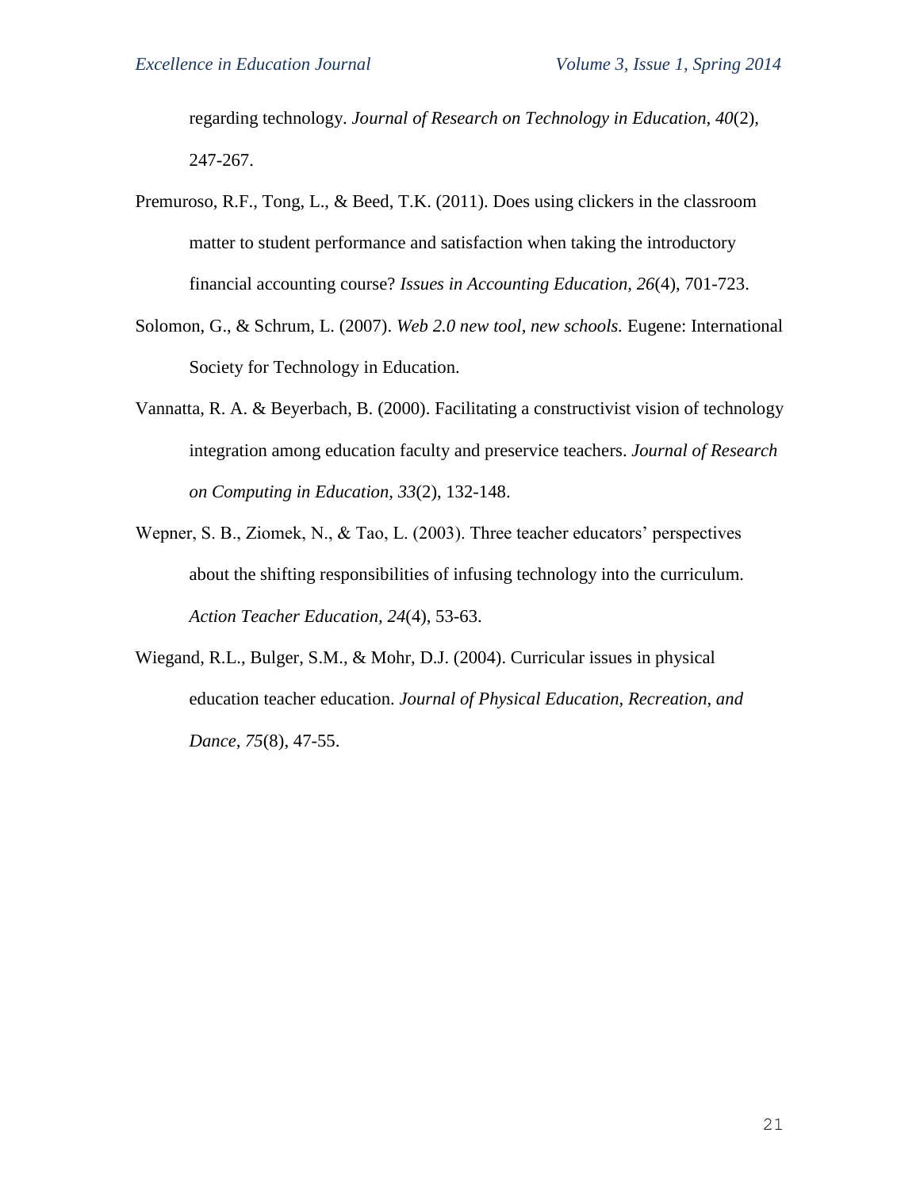regarding technology. *Journal of Research on Technology in Education, 40*(2), 247-267.

Premuroso, R.F., Tong, L., & Beed, T.K. (2011). Does using clickers in the classroom matter to student performance and satisfaction when taking the introductory financial accounting course? *Issues in Accounting Education, 26*(4), 701-723.

Solomon, G., & Schrum, L. (2007). *Web 2.0 new tool, new schools.* Eugene: International Society for Technology in Education.

Vannatta, R. A. & Beyerbach, B. (2000). Facilitating a constructivist vision of technology integration among education faculty and preservice teachers. *Journal of Research on Computing in Education, 33*(2), 132-148.

Wepner, S. B., Ziomek, N., & Tao, L. (2003). Three teacher educators' perspectives about the shifting responsibilities of infusing technology into the curriculum. *Action Teacher Education, 24*(4), 53-63.

Wiegand, R.L., Bulger, S.M., & Mohr, D.J. (2004). Curricular issues in physical education teacher education. *Journal of Physical Education, Recreation, and Dance, 75*(8), 47-55.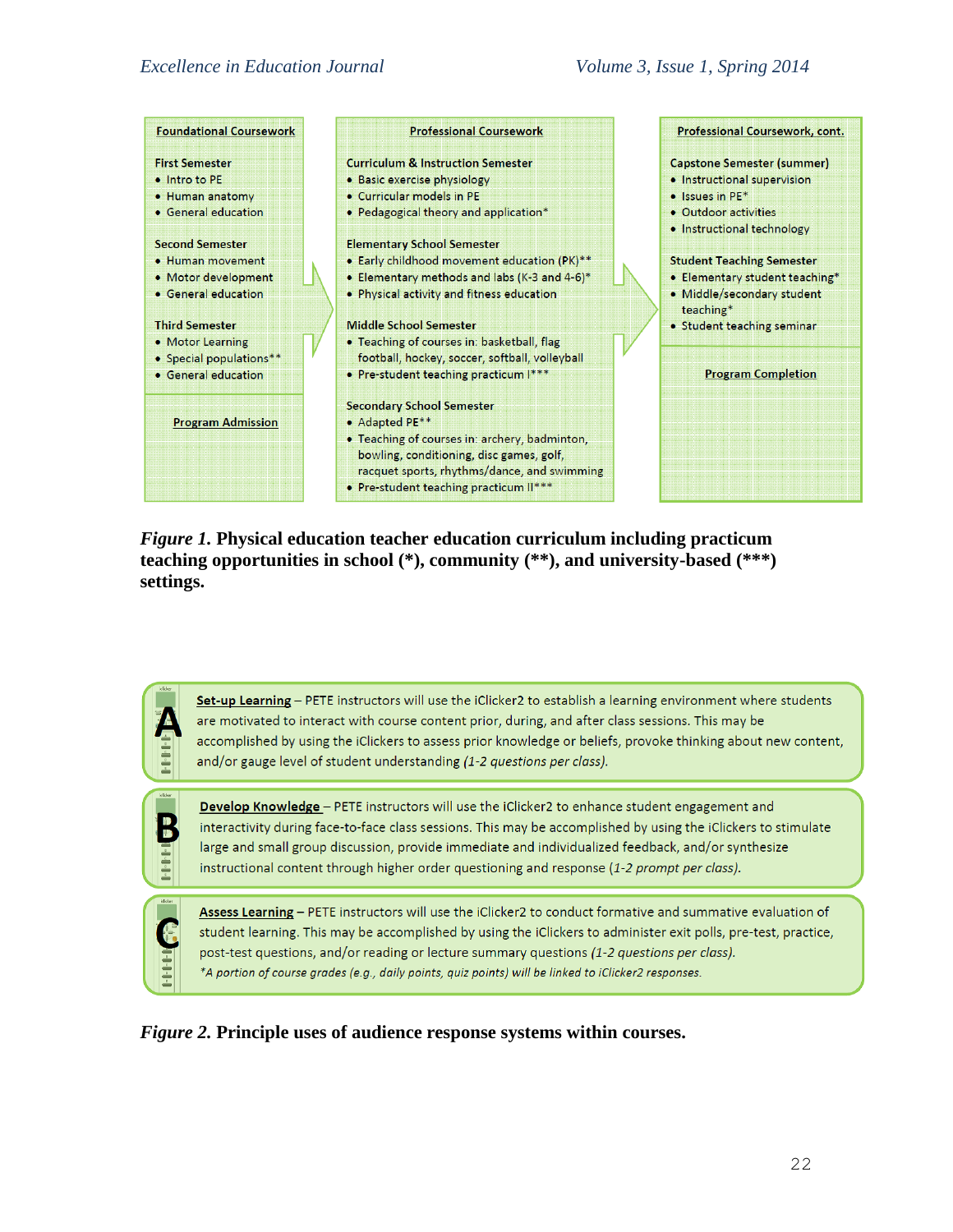**Foundational Coursework**

**First Semester**
- Intro to PE
- Human anatomy
- General education

**Second Semester**
- Human movement
- Motor development
- General education

**Third Semester**
- Motor Learning
- Special populations**
- General education

**Program Admission**

**Professional Coursework**

**Curriculum & Instruction Semester**
- Basic exercise physiology
- Curricular models in PE
- Pedagogical theory and application*

**Elementary School Semester**
- Early childhood movement education (PK)**
- Elementary methods and labs (K-3 and 4-6)*
- Physical activity and fitness education

**Middle School Semester**
- Teaching of courses in: basketball, flag football, hockey, soccer, softball, volleyball
- Pre-student teaching practicum I***

**Secondary School Semester**
- Adapted PE**
- Teaching of courses in: archery, badminton, bowling, conditioning, disc games, golf, racquet sports, rhythms/dance, and swimming
- Pre-student teaching practicum II***

**Professional Coursework, cont.**

**Capstone Semester (summer)**
- Instructional supervision
- Issues in PE*
- Outdoor activities
- Instructional technology

**Student Teaching Semester**
- Elementary student teaching*
- Middle/secondary student teaching*
- Student teaching seminar

**Program Completion**

*Figure 1.* **Physical education teacher education curriculum including practicum teaching opportunities in school (*), community (**), and university-based (***) settings.**

**A** – **Set-up Learning** – PETE instructors will use the iClicker2 to establish a learning environment where students are motivated to interact with course content prior, during, and after class sessions. This may be accomplished by using the iClickers to assess prior knowledge or beliefs, provoke thinking about new content, and/or gauge level of student understanding *(1-2 questions per class).*

**B** – **Develop Knowledge** – PETE instructors will use the iClicker2 to enhance student engagement and interactivity during face-to-face class sessions. This may be accomplished by using the iClickers to stimulate large and small group discussion, provide immediate and individualized feedback, and/or synthesize instructional content through higher order questioning and response (*1-2 prompt per class).*

**C** – **Assess Learning** – PETE instructors will use the iClicker2 to conduct formative and summative evaluation of student learning. This may be accomplished by using the iClickers to administer exit polls, pre-test, practice, post-test questions, and/or reading or lecture summary questions *(1-2 questions per class).*

*\*A portion of course grades (e.g., daily points, quiz points) will be linked to iClicker2 responses.*

*Figure 2.* **Principle uses of audience response systems within courses.**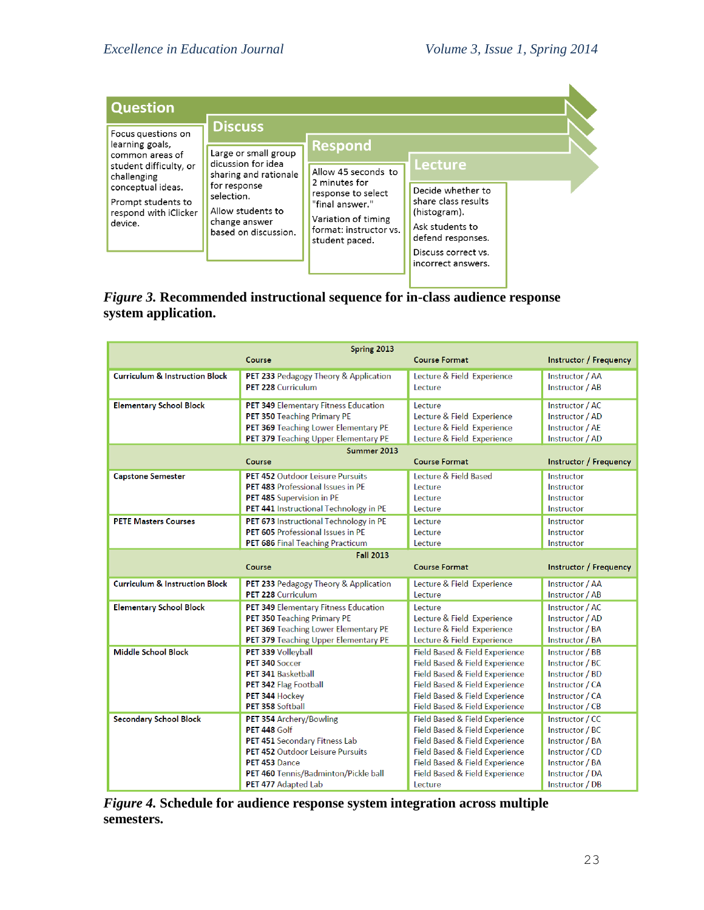**Question**

Focus questions on learning goals, common areas of student difficulty, or challenging conceptual ideas.

Prompt students to respond with iClicker device.

**Discuss**

Large or small group discussion for idea sharing and rationale for response selection.

Allow students to change answer based on discussion.

**Respond**

Allow 45 seconds to 2 minutes for response to select "final answer."

Variation of timing format: instructor vs. student paced.

**Lecture**

Decide whether to share class results (histogram).

Ask students to defend responses.

Discuss correct vs. incorrect answers.

***Figure 3.*** **Recommended instructional sequence for in-class audience response system application.**

| | Course | Course Format | Instructor / Frequency |
|---|---|---|---|
| **Spring 2013** | | | |
| **Curriculum & Instruction Block** | **PET 233** Pedagogy Theory & Application<br>**PET 228** Curriculum | Lecture & Field Experience<br>Lecture | Instructor / AA<br>Instructor / AB |
| **Elementary School Block** | **PET 349** Elementary Fitness Education<br>**PET 350** Teaching Primary PE<br>**PET 369** Teaching Lower Elementary PE<br>**PET 379** Teaching Upper Elementary PE | Lecture<br>Lecture & Field Experience<br>Lecture & Field Experience<br>Lecture & Field Experience | Instructor / AC<br>Instructor / AD<br>Instructor / AE<br>Instructor / AD |
| **Summer 2013** | **Course** | **Course Format** | **Instructor / Frequency** |
| **Capstone Semester** | **PET 452** Outdoor Leisure Pursuits<br>**PET 483** Professional Issues in PE<br>**PET 485** Supervision in PE<br>**PET 441** Instructional Technology in PE | Lecture & Field Based<br>Lecture<br>Lecture<br>Lecture | Instructor<br>Instructor<br>Instructor<br>Instructor |
| **PETE Masters Courses** | **PET 673** Instructional Technology in PE<br>**PET 605** Professional Issues in PE<br>**PET 686** Final Teaching Practicum | Lecture<br>Lecture<br>Lecture | Instructor<br>Instructor<br>Instructor |
| **Fall 2013** | **Course** | **Course Format** | **Instructor / Frequency** |
| **Curriculum & Instruction Block** | **PET 233** Pedagogy Theory & Application<br>**PET 228** Curriculum | Lecture & Field Experience<br>Lecture | Instructor / AA<br>Instructor / AB |
| **Elementary School Block** | **PET 349** Elementary Fitness Education<br>**PET 350** Teaching Primary PE<br>**PET 369** Teaching Lower Elementary PE<br>**PET 379** Teaching Upper Elementary PE | Lecture<br>Lecture & Field Experience<br>Lecture & Field Experience<br>Lecture & Field Experience | Instructor / AC<br>Instructor / AD<br>Instructor / BA<br>Instructor / BA |
| **Middle School Block** | **PET 339** Volleyball<br>**PET 340** Soccer<br>**PET 341** Basketball<br>**PET 342** Flag Football<br>**PET 344** Hockey<br>**PET 358** Softball | Field Based & Field Experience<br>Field Based & Field Experience<br>Field Based & Field Experience<br>Field Based & Field Experience<br>Field Based & Field Experience<br>Field Based & Field Experience | Instructor / BB<br>Instructor / BC<br>Instructor / BD<br>Instructor / CA<br>Instructor / CA<br>Instructor / CB |
| **Secondary School Block** | **PET 354** Archery/Bowling<br>**PET 448** Golf<br>**PET 451** Secondary Fitness Lab<br>**PET 452** Outdoor Leisure Pursuits<br>**PET 453** Dance<br>**PET 460** Tennis/Badminton/Pickle ball<br>**PET 477** Adapted Lab | Field Based & Field Experience<br>Field Based & Field Experience<br>Field Based & Field Experience<br>Field Based & Field Experience<br>Field Based & Field Experience<br>Field Based & Field Experience<br>Lecture | Instructor / CC<br>Instructor / BC<br>Instructor / BA<br>Instructor / CD<br>Instructor / BA<br>Instructor / DA<br>Instructor / DB |

***Figure 4.*** **Schedule for audience response system integration across multiple semesters.**